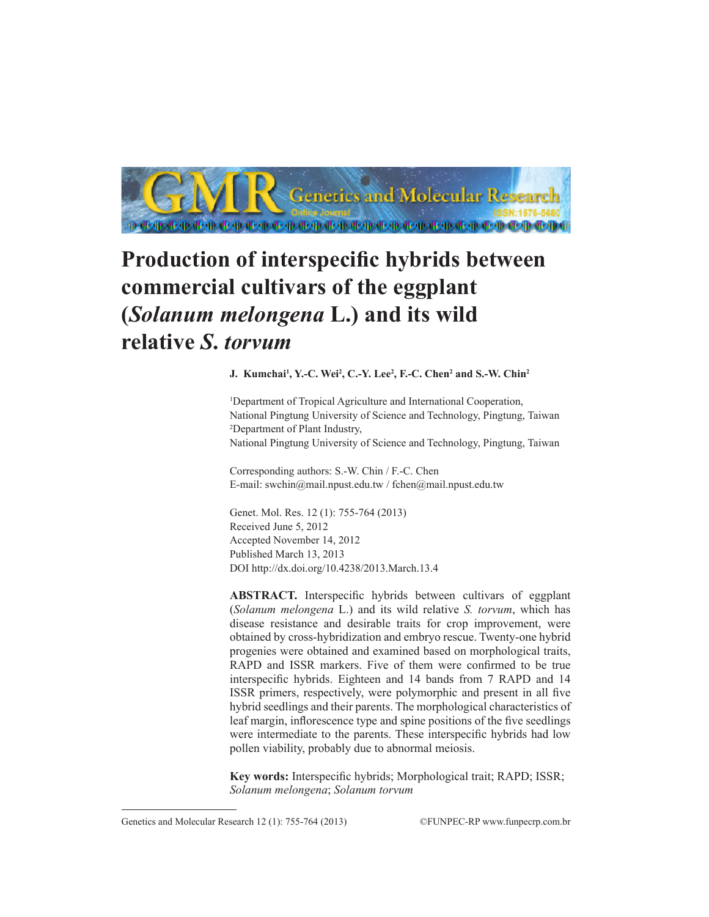# Production of interspecific hybrids between commercial cultivars of the eggplant (*Solanum melongena* L.) and its wild relative *S. torvum*

**J. Kumchai[1], Y.-C. Wei[2], C.-Y. Lee[2], F.-C. Chen[2] and S.-W. Chin[2]**

[1]Department of Tropical Agriculture and International Cooperation, National Pingtung University of Science and Technology, Pingtung, Taiwan
[2]Department of Plant Industry, National Pingtung University of Science and Technology, Pingtung, Taiwan

Corresponding authors: S.-W. Chin / F.-C. Chen
E-mail: swchin@mail.npust.edu.tw / fchen@mail.npust.edu.tw

Genet. Mol. Res. 12 (1): 755-764 (2013)
Received June 5, 2012
Accepted November 14, 2012
Published March 13, 2013
DOI http://dx.doi.org/10.4238/2013.March.13.4

**ABSTRACT.** Interspecific hybrids between cultivars of eggplant (*Solanum melongena* L.) and its wild relative *S. torvum*, which has disease resistance and desirable traits for crop improvement, were obtained by cross-hybridization and embryo rescue. Twenty-one hybrid progenies were obtained and examined based on morphological traits, RAPD and ISSR markers. Five of them were confirmed to be true interspecific hybrids. Eighteen and 14 bands from 7 RAPD and 14 ISSR primers, respectively, were polymorphic and present in all five hybrid seedlings and their parents. The morphological characteristics of leaf margin, inflorescence type and spine positions of the five seedlings were intermediate to the parents. These interspecific hybrids had low pollen viability, probably due to abnormal meiosis.

**Key words:** Interspecific hybrids; Morphological trait; RAPD; ISSR; *Solanum melongena*; *Solanum torvum*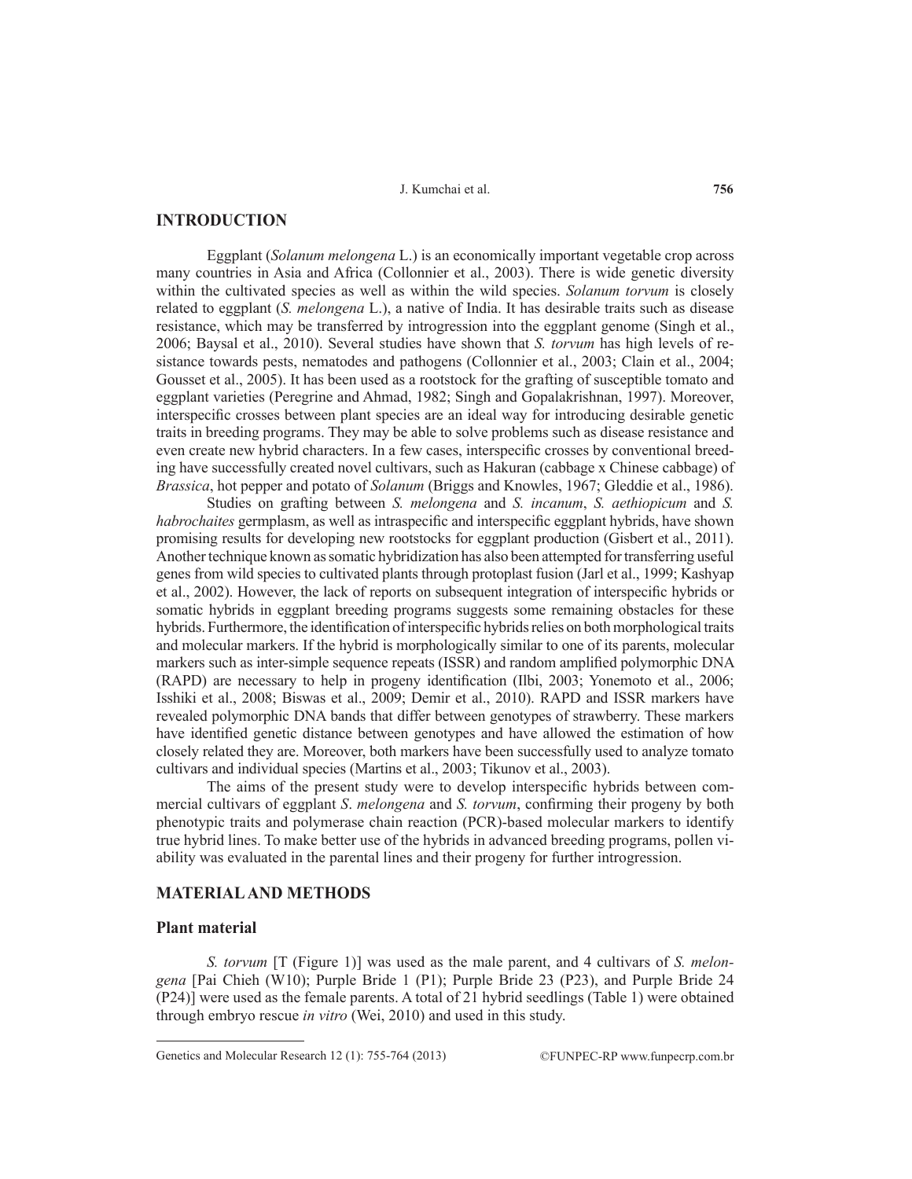## INTRODUCTION

Eggplant (*Solanum melongena* L.) is an economically important vegetable crop across many countries in Asia and Africa (Collonnier et al., 2003). There is wide genetic diversity within the cultivated species as well as within the wild species. *Solanum torvum* is closely related to eggplant (*S. melongena* L.), a native of India. It has desirable traits such as disease resistance, which may be transferred by introgression into the eggplant genome (Singh et al., 2006; Baysal et al., 2010). Several studies have shown that *S. torvum* has high levels of resistance towards pests, nematodes and pathogens (Collonnier et al., 2003; Clain et al., 2004; Gousset et al., 2005). It has been used as a rootstock for the grafting of susceptible tomato and eggplant varieties (Peregrine and Ahmad, 1982; Singh and Gopalakrishnan, 1997). Moreover, interspecific crosses between plant species are an ideal way for introducing desirable genetic traits in breeding programs. They may be able to solve problems such as disease resistance and even create new hybrid characters. In a few cases, interspecific crosses by conventional breeding have successfully created novel cultivars, such as Hakuran (cabbage x Chinese cabbage) of *Brassica*, hot pepper and potato of *Solanum* (Briggs and Knowles, 1967; Gleddie et al., 1986).

Studies on grafting between *S. melongena* and *S. incanum*, *S. aethiopicum* and *S. habrochaites* germplasm, as well as intraspecific and interspecific eggplant hybrids, have shown promising results for developing new rootstocks for eggplant production (Gisbert et al., 2011). Another technique known as somatic hybridization has also been attempted for transferring useful genes from wild species to cultivated plants through protoplast fusion (Jarl et al., 1999; Kashyap et al., 2002). However, the lack of reports on subsequent integration of interspecific hybrids or somatic hybrids in eggplant breeding programs suggests some remaining obstacles for these hybrids. Furthermore, the identification of interspecific hybrids relies on both morphological traits and molecular markers. If the hybrid is morphologically similar to one of its parents, molecular markers such as inter-simple sequence repeats (ISSR) and random amplified polymorphic DNA (RAPD) are necessary to help in progeny identification (Ilbi, 2003; Yonemoto et al., 2006; Isshiki et al., 2008; Biswas et al., 2009; Demir et al., 2010). RAPD and ISSR markers have revealed polymorphic DNA bands that differ between genotypes of strawberry. These markers have identified genetic distance between genotypes and have allowed the estimation of how closely related they are. Moreover, both markers have been successfully used to analyze tomato cultivars and individual species (Martins et al., 2003; Tikunov et al., 2003).

The aims of the present study were to develop interspecific hybrids between commercial cultivars of eggplant *S*. *melongena* and *S. torvum*, confirming their progeny by both phenotypic traits and polymerase chain reaction (PCR)-based molecular markers to identify true hybrid lines. To make better use of the hybrids in advanced breeding programs, pollen viability was evaluated in the parental lines and their progeny for further introgression.

## MATERIAL AND METHODS

### Plant material

*S. torvum* [T (Figure 1)] was used as the male parent, and 4 cultivars of *S. melongena* [Pai Chieh (W10); Purple Bride 1 (P1); Purple Bride 23 (P23), and Purple Bride 24 (P24)] were used as the female parents. A total of 21 hybrid seedlings (Table 1) were obtained through embryo rescue *in vitro* (Wei, 2010) and used in this study.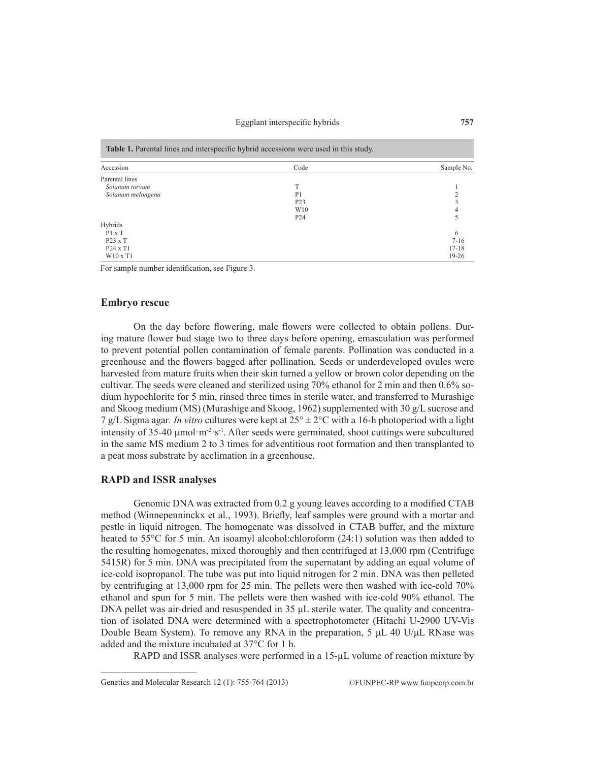**Table 1.** Parental lines and interspecific hybrid accessions were used in this study.

| Accession | Code | Sample No. |
|---|---|---|
| Parental lines | | |
| *Solanum torvum* | T | 1 |
| *Solanum melongena* | P1 | 2 |
| | P23 | 3 |
| | W10 | 4 |
| | P24 | 5 |
| Hybrids | | |
| P1 x T | | 6 |
| P23 x T | | 7-16 |
| P24 x T1 | | 17-18 |
| W10 x T1 | | 19-26 |

For sample number identification, see Figure 3.

## Embryo rescue

On the day before flowering, male flowers were collected to obtain pollens. During mature flower bud stage two to three days before opening, emasculation was performed to prevent potential pollen contamination of female parents. Pollination was conducted in a greenhouse and the flowers bagged after pollination. Seeds or underdeveloped ovules were harvested from mature fruits when their skin turned a yellow or brown color depending on the cultivar. The seeds were cleaned and sterilized using 70% ethanol for 2 min and then 0.6% sodium hypochlorite for 5 min, rinsed three times in sterile water, and transferred to Murashige and Skoog medium (MS) (Murashige and Skoog, 1962) supplemented with 30 g/L sucrose and 7 g/L Sigma agar. *In vitro* cultures were kept at $25° \pm 2°C$ with a 16-h photoperiod with a light intensity of 35-40 $\mu mol \cdot m^{-2} \cdot s^{-1}$. After seeds were germinated, shoot cuttings were subcultured in the same MS medium 2 to 3 times for adventitious root formation and then transplanted to a peat moss substrate by acclimation in a greenhouse.

## RAPD and ISSR analyses

Genomic DNA was extracted from 0.2 g young leaves according to a modified CTAB method (Winnepenninckx et al., 1993). Briefly, leaf samples were ground with a mortar and pestle in liquid nitrogen. The homogenate was dissolved in CTAB buffer, and the mixture heated to 55°C for 5 min. An isoamyl alcohol:chloroform (24:1) solution was then added to the resulting homogenates, mixed thoroughly and then centrifuged at 13,000 rpm (Centrifuge 5415R) for 5 min. DNA was precipitated from the supernatant by adding an equal volume of ice-cold isopropanol. The tube was put into liquid nitrogen for 2 min. DNA was then pelleted by centrifuging at 13,000 rpm for 25 min. The pellets were then washed with ice-cold 70% ethanol and spun for 5 min. The pellets were then washed with ice-cold 90% ethanol. The DNA pellet was air-dried and resuspended in 35 μL sterile water. The quality and concentration of isolated DNA were determined with a spectrophotometer (Hitachi U-2900 UV-Vis Double Beam System). To remove any RNA in the preparation, 5 μL 40 U/μL RNase was added and the mixture incubated at 37°C for 1 h.

RAPD and ISSR analyses were performed in a 15-μL volume of reaction mixture by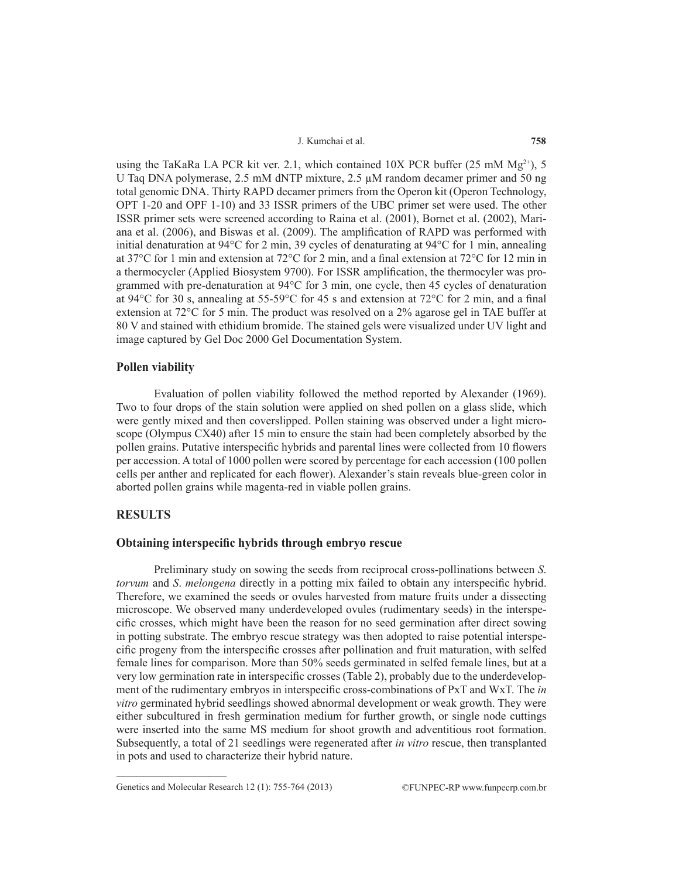using the TaKaRa LA PCR kit ver. 2.1, which contained 10X PCR buffer (25 mM $Mg^{2+}$), 5 U Taq DNA polymerase, 2.5 mM dNTP mixture, 2.5 µM random decamer primer and 50 ng total genomic DNA. Thirty RAPD decamer primers from the Operon kit (Operon Technology, OPT 1-20 and OPF 1-10) and 33 ISSR primers of the UBC primer set were used. The other ISSR primer sets were screened according to Raina et al. (2001), Bornet et al. (2002), Mariana et al. (2006), and Biswas et al. (2009). The amplification of RAPD was performed with initial denaturation at 94°C for 2 min, 39 cycles of denaturating at 94°C for 1 min, annealing at 37°C for 1 min and extension at 72°C for 2 min, and a final extension at 72°C for 12 min in a thermocycler (Applied Biosystem 9700). For ISSR amplification, the thermocyler was programmed with pre-denaturation at 94°C for 3 min, one cycle, then 45 cycles of denaturation at 94°C for 30 s, annealing at 55-59°C for 45 s and extension at 72°C for 2 min, and a final extension at 72°C for 5 min. The product was resolved on a 2% agarose gel in TAE buffer at 80 V and stained with ethidium bromide. The stained gels were visualized under UV light and image captured by Gel Doc 2000 Gel Documentation System.

### Pollen viability

Evaluation of pollen viability followed the method reported by Alexander (1969). Two to four drops of the stain solution were applied on shed pollen on a glass slide, which were gently mixed and then coverslipped. Pollen staining was observed under a light microscope (Olympus CX40) after 15 min to ensure the stain had been completely absorbed by the pollen grains. Putative interspecific hybrids and parental lines were collected from 10 flowers per accession. A total of 1000 pollen were scored by percentage for each accession (100 pollen cells per anther and replicated for each flower). Alexander's stain reveals blue-green color in aborted pollen grains while magenta-red in viable pollen grains.

## RESULTS

### Obtaining interspecific hybrids through embryo rescue

Preliminary study on sowing the seeds from reciprocal cross-pollinations between *S. torvum* and *S. melongena* directly in a potting mix failed to obtain any interspecific hybrid. Therefore, we examined the seeds or ovules harvested from mature fruits under a dissecting microscope. We observed many underdeveloped ovules (rudimentary seeds) in the interspecific crosses, which might have been the reason for no seed germination after direct sowing in potting substrate. The embryo rescue strategy was then adopted to raise potential interspecific progeny from the interspecific crosses after pollination and fruit maturation, with selfed female lines for comparison. More than 50% seeds germinated in selfed female lines, but at a very low germination rate in interspecific crosses (Table 2), probably due to the underdevelopment of the rudimentary embryos in interspecific cross-combinations of PxT and WxT. The *in vitro* germinated hybrid seedlings showed abnormal development or weak growth. They were either subcultured in fresh germination medium for further growth, or single node cuttings were inserted into the same MS medium for shoot growth and adventitious root formation. Subsequently, a total of 21 seedlings were regenerated after *in vitro* rescue, then transplanted in pots and used to characterize their hybrid nature.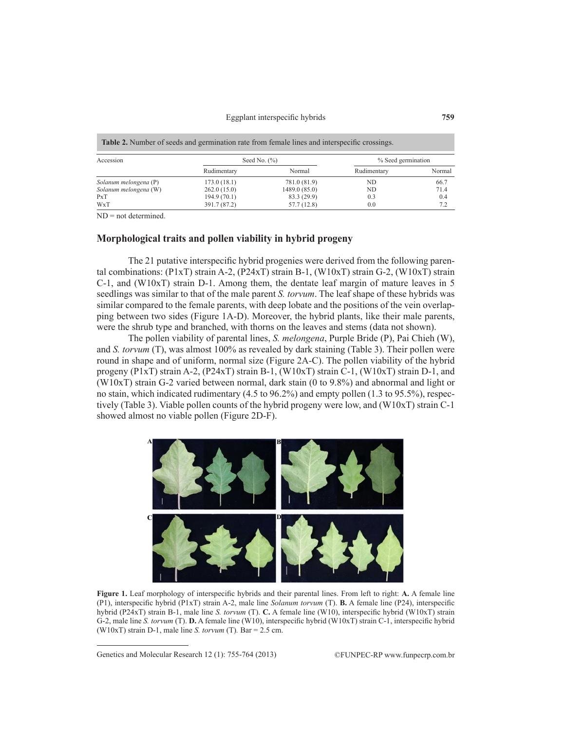**Table 2.** Number of seeds and germination rate from female lines and interspecific crossings.

| Accession | Seed No. (%) | | % Seed germination | |
|---|---|---|---|---|
| | Rudimentary | Normal | Rudimentary | Normal |
| *Solanum melongena* (P) | 173.0 (18.1) | 781.0 (81.9) | ND | 66.7 |
| *Solanum melongena* (W) | 262.0 (15.0) | 1489.0 (85.0) | ND | 71.4 |
| PxT | 194.9 (70.1) | 83.3 (29.9) | 0.3 | 0.4 |
| WxT | 391.7 (87.2) | 57.7 (12.8) | 0.0 | 7.2 |

ND = not determined.

## Morphological traits and pollen viability in hybrid progeny

The 21 putative interspecific hybrid progenies were derived from the following parental combinations: (P1xT) strain A-2, (P24xT) strain B-1, (W10xT) strain G-2, (W10xT) strain C-1, and (W10xT) strain D-1. Among them, the dentate leaf margin of mature leaves in 5 seedlings was similar to that of the male parent *S. torvum*. The leaf shape of these hybrids was similar compared to the female parents, with deep lobate and the positions of the vein overlapping between two sides (Figure 1A-D). Moreover, the hybrid plants, like their male parents, were the shrub type and branched, with thorns on the leaves and stems (data not shown).

The pollen viability of parental lines, *S. melongena*, Purple Bride (P), Pai Chieh (W), and *S. torvum* (T), was almost 100% as revealed by dark staining (Table 3). Their pollen were round in shape and of uniform, normal size (Figure 2A-C). The pollen viability of the hybrid progeny (P1xT) strain A-2, (P24xT) strain B-1, (W10xT) strain C-1, (W10xT) strain D-1, and (W10xT) strain G-2 varied between normal, dark stain (0 to 9.8%) and abnormal and light or no stain, which indicated rudimentary (4.5 to 96.2%) and empty pollen (1.3 to 95.5%), respectively (Table 3). Viable pollen counts of the hybrid progeny were low, and (W10xT) strain C-1 showed almost no viable pollen (Figure 2D-F).

**Figure 1.** Leaf morphology of interspecific hybrids and their parental lines. From left to right: **A.** A female line (P1), interspecific hybrid (P1xT) strain A-2, male line *Solanum torvum* (T). **B.** A female line (P24), interspecific hybrid (P24xT) strain B-1, male line *S. torvum* (T). **C.** A female line (W10), interspecific hybrid (W10xT) strain G-2, male line *S. torvum* (T). **D.** A female line (W10), interspecific hybrid (W10xT) strain C-1, interspecific hybrid (W10xT) strain D-1, male line *S. torvum* (T). Bar = 2.5 cm.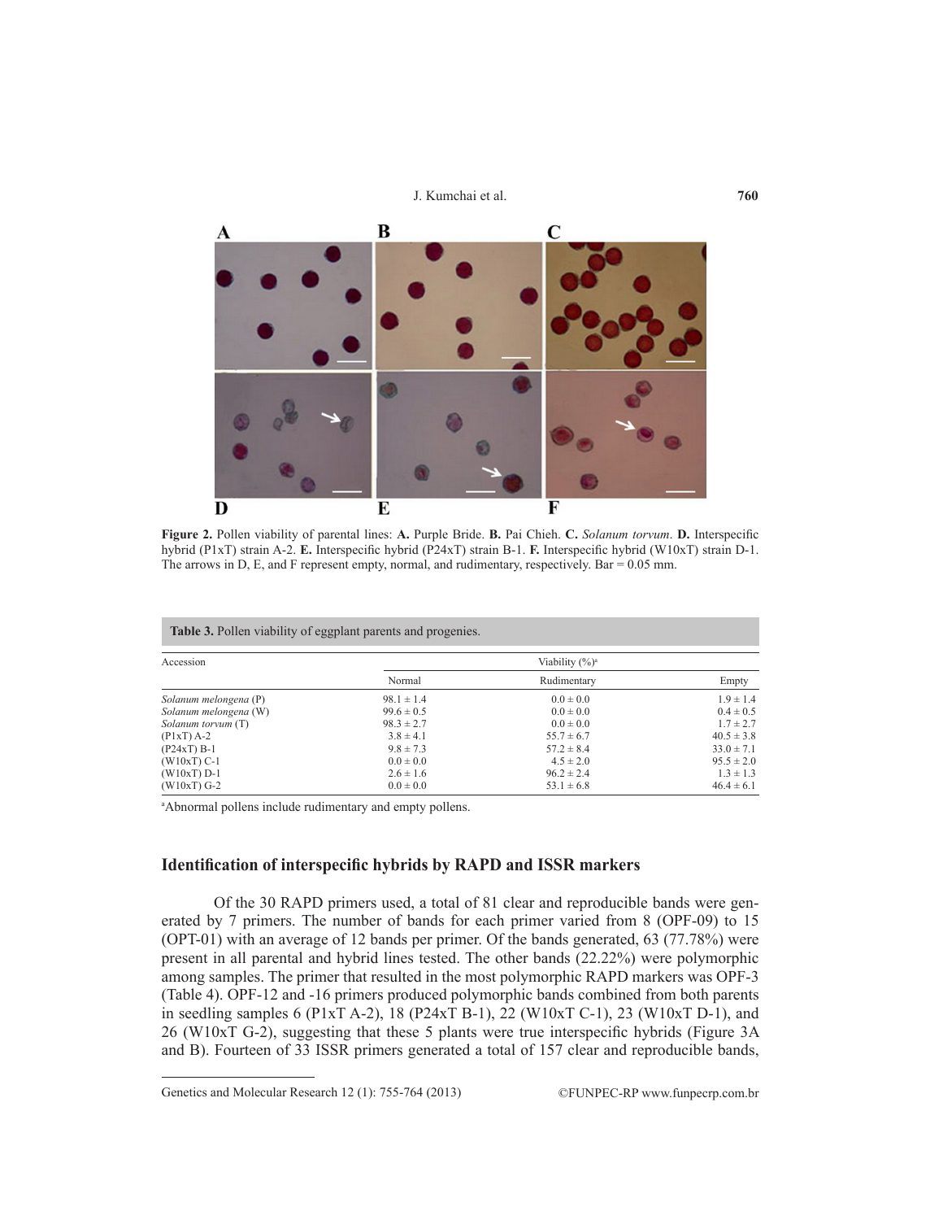**Figure 2.** Pollen viability of parental lines: **A.** Purple Bride. **B.** Pai Chieh. **C.** *Solanum torvum*. **D.** Interspecific hybrid (P1xT) strain A-2. **E.** Interspecific hybrid (P24xT) strain B-1. **F.** Interspecific hybrid (W10xT) strain D-1. The arrows in D, E, and F represent empty, normal, and rudimentary, respectively. Bar = 0.05 mm.

**Table 3.** Pollen viability of eggplant parents and progenies.

| Accession | Viability (%)[a] | | |
|---|---|---|---|
| | Normal | Rudimentary | Empty |
| *Solanum melongena* (P) | 98.1 ± 1.4 | 0.0 ± 0.0 | 1.9 ± 1.4 |
| *Solanum melongena* (W) | 99.6 ± 0.5 | 0.0 ± 0.0 | 0.4 ± 0.5 |
| *Solanum torvum* (T) | 98.3 ± 2.7 | 0.0 ± 0.0 | 1.7 ± 2.7 |
| (P1xT) A-2 | 3.8 ± 4.1 | 55.7 ± 6.7 | 40.5 ± 3.8 |
| (P24xT) B-1 | 9.8 ± 7.3 | 57.2 ± 8.4 | 33.0 ± 7.1 |
| (W10xT) C-1 | 0.0 ± 0.0 | 4.5 ± 2.0 | 95.5 ± 2.0 |
| (W10xT) D-1 | 2.6 ± 1.6 | 96.2 ± 2.4 | 1.3 ± 1.3 |
| (W10xT) G-2 | 0.0 ± 0.0 | 53.1 ± 6.8 | 46.4 ± 6.1 |

[a]Abnormal pollens include rudimentary and empty pollens.

## Identification of interspecific hybrids by RAPD and ISSR markers

Of the 30 RAPD primers used, a total of 81 clear and reproducible bands were generated by 7 primers. The number of bands for each primer varied from 8 (OPF-09) to 15 (OPT-01) with an average of 12 bands per primer. Of the bands generated, 63 (77.78%) were present in all parental and hybrid lines tested. The other bands (22.22%) were polymorphic among samples. The primer that resulted in the most polymorphic RAPD markers was OPF-3 (Table 4). OPF-12 and -16 primers produced polymorphic bands combined from both parents in seedling samples 6 (P1xT A-2), 18 (P24xT B-1), 22 (W10xT C-1), 23 (W10xT D-1), and 26 (W10xT G-2), suggesting that these 5 plants were true interspecific hybrids (Figure 3A and B). Fourteen of 33 ISSR primers generated a total of 157 clear and reproducible bands,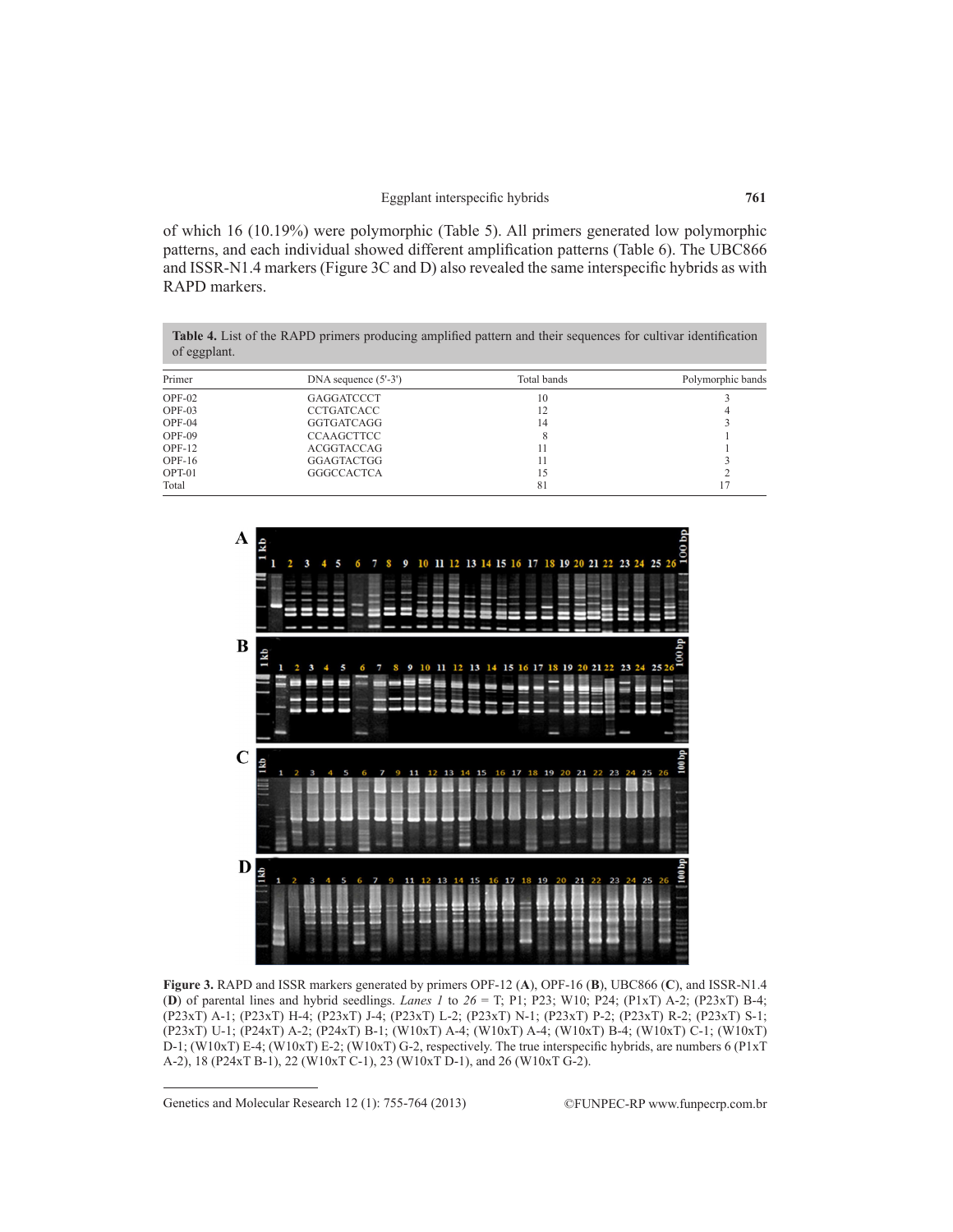of which 16 (10.19%) were polymorphic (Table 5). All primers generated low polymorphic patterns, and each individual showed different amplification patterns (Table 6). The UBC866 and ISSR-N1.4 markers (Figure 3C and D) also revealed the same interspecific hybrids as with RAPD markers.

**Table 4.** List of the RAPD primers producing amplified pattern and their sequences for cultivar identification of eggplant.

| Primer | DNA sequence (5'-3') | Total bands | Polymorphic bands |
|---|---|---|---|
| OPF-02 | GAGGATCCCT | 10 | 3 |
| OPF-03 | CCTGATCACC | 12 | 4 |
| OPF-04 | GGTGATCAGG | 14 | 3 |
| OPF-09 | CCAAGCTTCC | 8 | 1 |
| OPF-12 | ACGGTACCAG | 11 | 1 |
| OPF-16 | GGAGTACTGG | 11 | 3 |
| OPT-01 | GGGCCACTCA | 15 | 2 |
| Total | | 81 | 17 |

**Figure 3.** RAPD and ISSR markers generated by primers OPF-12 (**A**), OPF-16 (**B**), UBC866 (**C**), and ISSR-N1.4 (**D**) of parental lines and hybrid seedlings. *Lanes 1* to *26* = T; P1; P23; W10; P24; (P1xT) A-2; (P23xT) B-4; (P23xT) A-1; (P23xT) H-4; (P23xT) J-4; (P23xT) L-2; (P23xT) N-1; (P23xT) P-2; (P23xT) R-2; (P23xT) S-1; (P23xT) U-1; (P24xT) A-2; (P24xT) B-1; (W10xT) A-4; (W10xT) A-4; (W10xT) B-4; (W10xT) C-1; (W10xT) D-1; (W10xT) E-4; (W10xT) E-2; (W10xT) G-2, respectively. The true interspecific hybrids, are numbers 6 (P1xT A-2), 18 (P24xT B-1), 22 (W10xT C-1), 23 (W10xT D-1), and 26 (W10xT G-2).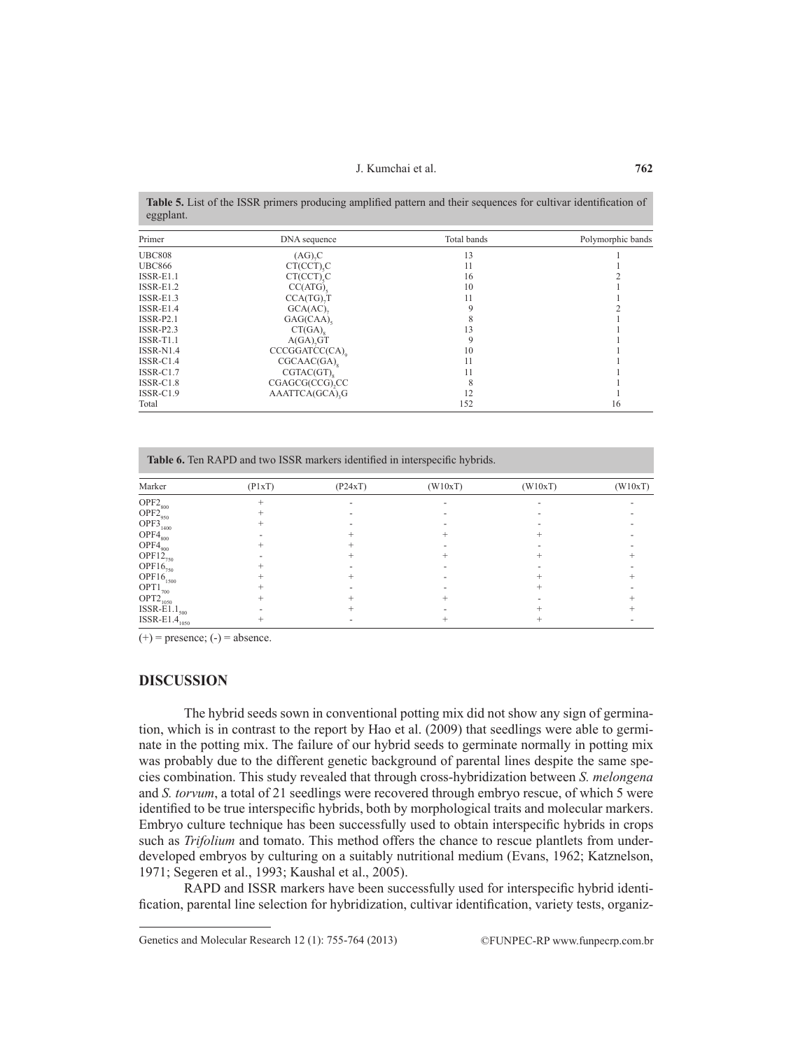**Table 5.** List of the ISSR primers producing amplified pattern and their sequences for cultivar identification of eggplant.

| Primer | DNA sequence | Total bands | Polymorphic bands |
|---|---|---|---|
| UBC808 | $(AG)_7C$ | 13 | 1 |
| UBC866 | $CT(CCT)_6C$ | 11 | 1 |
| ISSR-E1.1 | $CT(CCT)_5C$ | 16 | 2 |
| ISSR-E1.2 | $CC(ATG)_5$ | 10 | 1 |
| ISSR-E1.3 | $CCA(TG)_7T$ | 11 | 1 |
| ISSR-E1.4 | $GCA(AC)_7$ | 9 | 2 |
| ISSR-P2.1 | $GAG(CAA)_5$ | 8 | 1 |
| ISSR-P2.3 | $CT(GA)_8$ | 13 | 1 |
| ISSR-T1.1 | $A(GA)_7GT$ | 9 | 1 |
| ISSR-N1.4 | $CCCGGATCC(CA)_9$ | 10 | 1 |
| ISSR-C1.4 | $CGCAAC(GA)_8$ | 11 | 1 |
| ISSR-C1.7 | $CGTAC(GT)_8$ | 11 | 1 |
| ISSR-C1.8 | $CGAGCG(CCG)_3CC$ | 8 | 1 |
| ISSR-C1.9 | $AAATTCA(GCA)_3G$ | 12 | 1 |
| Total | | 152 | 16 |

**Table 6.** Ten RAPD and two ISSR markers identified in interspecific hybrids.

| Marker | (P1xT) | (P24xT) | (W10xT) | (W10xT) | (W10xT) |
|---|---|---|---|---|---|
| $OPF2_{800}$ | + | - | - | - | - |
| $OPF2_{950}$ | + | - | - | - | - |
| $OPF3_{1400}$ | + | - | - | - | - |
| $OPF4_{800}$ | - | + | + | + | - |
| $OPF4_{900}$ | + | + | - | - | - |
| $OPF12_{750}$ | - | + | + | + | + |
| $OPF16_{750}$ | + | - | - | - | - |
| $OPF16_{1500}$ | + | + | - | + | + |
| $OPT1_{700}$ | + | - | - | + | - |
| $OPT2_{1050}$ | + | + | + | - | + |
| $ISSR\text{-}E1.1_{500}$ | - | + | - | + | + |
| $ISSR\text{-}E1.4_{1050}$ | + | - | + | + | - |

(+) = presence; (-) = absence.

## DISCUSSION

The hybrid seeds sown in conventional potting mix did not show any sign of germination, which is in contrast to the report by Hao et al. (2009) that seedlings were able to germinate in the potting mix. The failure of our hybrid seeds to germinate normally in potting mix was probably due to the different genetic background of parental lines despite the same species combination. This study revealed that through cross-hybridization between *S. melongena* and *S. torvum*, a total of 21 seedlings were recovered through embryo rescue, of which 5 were identified to be true interspecific hybrids, both by morphological traits and molecular markers. Embryo culture technique has been successfully used to obtain interspecific hybrids in crops such as *Trifolium* and tomato. This method offers the chance to rescue plantlets from underdeveloped embryos by culturing on a suitably nutritional medium (Evans, 1962; Katznelson, 1971; Segeren et al., 1993; Kaushal et al., 2005).

RAPD and ISSR markers have been successfully used for interspecific hybrid identification, parental line selection for hybridization, cultivar identification, variety tests, organiz-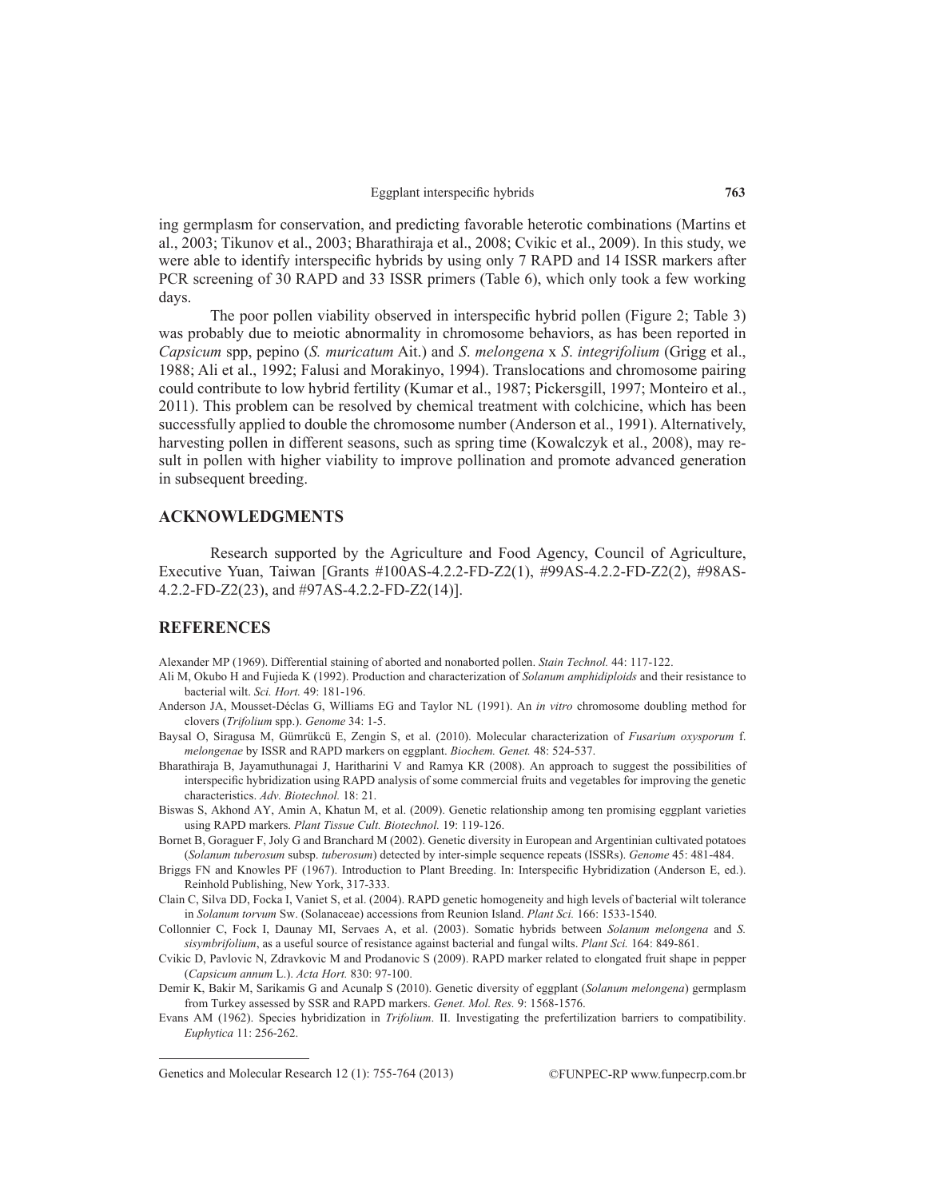ing germplasm for conservation, and predicting favorable heterotic combinations (Martins et al., 2003; Tikunov et al., 2003; Bharathiraja et al., 2008; Cvikic et al., 2009). In this study, we were able to identify interspecific hybrids by using only 7 RAPD and 14 ISSR markers after PCR screening of 30 RAPD and 33 ISSR primers (Table 6), which only took a few working days.

The poor pollen viability observed in interspecific hybrid pollen (Figure 2; Table 3) was probably due to meiotic abnormality in chromosome behaviors, as has been reported in *Capsicum* spp, pepino (*S. muricatum* Ait.) and *S. melongena* x *S. integrifolium* (Grigg et al., 1988; Ali et al., 1992; Falusi and Morakinyo, 1994). Translocations and chromosome pairing could contribute to low hybrid fertility (Kumar et al., 1987; Pickersgill, 1997; Monteiro et al., 2011). This problem can be resolved by chemical treatment with colchicine, which has been successfully applied to double the chromosome number (Anderson et al., 1991). Alternatively, harvesting pollen in different seasons, such as spring time (Kowalczyk et al., 2008), may result in pollen with higher viability to improve pollination and promote advanced generation in subsequent breeding.

## ACKNOWLEDGMENTS

Research supported by the Agriculture and Food Agency, Council of Agriculture, Executive Yuan, Taiwan [Grants #100AS-4.2.2-FD-Z2(1), #99AS-4.2.2-FD-Z2(2), #98AS-4.2.2-FD-Z2(23), and #97AS-4.2.2-FD-Z2(14)].

## REFERENCES

Alexander MP (1969). Differential staining of aborted and nonaborted pollen. *Stain Technol.* 44: 117-122.

Ali M, Okubo H and Fujieda K (1992). Production and characterization of *Solanum amphidiploids* and their resistance to bacterial wilt. *Sci. Hort.* 49: 181-196.

Anderson JA, Mousset-Déclas G, Williams EG and Taylor NL (1991). An *in vitro* chromosome doubling method for clovers (*Trifolium* spp.). *Genome* 34: 1-5.

Baysal O, Siragusa M, Gümrükcü E, Zengin S, et al. (2010). Molecular characterization of *Fusarium oxysporum* f. *melongenae* by ISSR and RAPD markers on eggplant. *Biochem. Genet.* 48: 524-537.

Bharathiraja B, Jayamuthunagai J, Haritharini V and Ramya KR (2008). An approach to suggest the possibilities of interspecific hybridization using RAPD analysis of some commercial fruits and vegetables for improving the genetic characteristics. *Adv. Biotechnol.* 18: 21.

Biswas S, Akhond AY, Amin A, Khatun M, et al. (2009). Genetic relationship among ten promising eggplant varieties using RAPD markers. *Plant Tissue Cult. Biotechnol.* 19: 119-126.

Bornet B, Goraguer F, Joly G and Branchard M (2002). Genetic diversity in European and Argentinian cultivated potatoes (*Solanum tuberosum* subsp. *tuberosum*) detected by inter-simple sequence repeats (ISSRs). *Genome* 45: 481-484.

Briggs FN and Knowles PF (1967). Introduction to Plant Breeding. In: Interspecific Hybridization (Anderson E, ed.). Reinhold Publishing, New York, 317-333.

Clain C, Silva DD, Focka I, Vaniet S, et al. (2004). RAPD genetic homogeneity and high levels of bacterial wilt tolerance in *Solanum torvum* Sw. (Solanaceae) accessions from Reunion Island. *Plant Sci.* 166: 1533-1540.

Collonnier C, Fock I, Daunay MI, Servaes A, et al. (2003). Somatic hybrids between *Solanum melongena* and *S. sisymbrifolium*, as a useful source of resistance against bacterial and fungal wilts. *Plant Sci.* 164: 849-861.

Cvikic D, Pavlovic N, Zdravkovic M and Prodanovic S (2009). RAPD marker related to elongated fruit shape in pepper (*Capsicum annum* L.). *Acta Hort.* 830: 97-100.

Demir K, Bakir M, Sarikamis G and Acunalp S (2010). Genetic diversity of eggplant (*Solanum melongena*) germplasm from Turkey assessed by SSR and RAPD markers. *Genet. Mol. Res.* 9: 1568-1576.

Evans AM (1962). Species hybridization in *Trifolium*. II. Investigating the prefertilization barriers to compatibility. *Euphytica* 11: 256-262.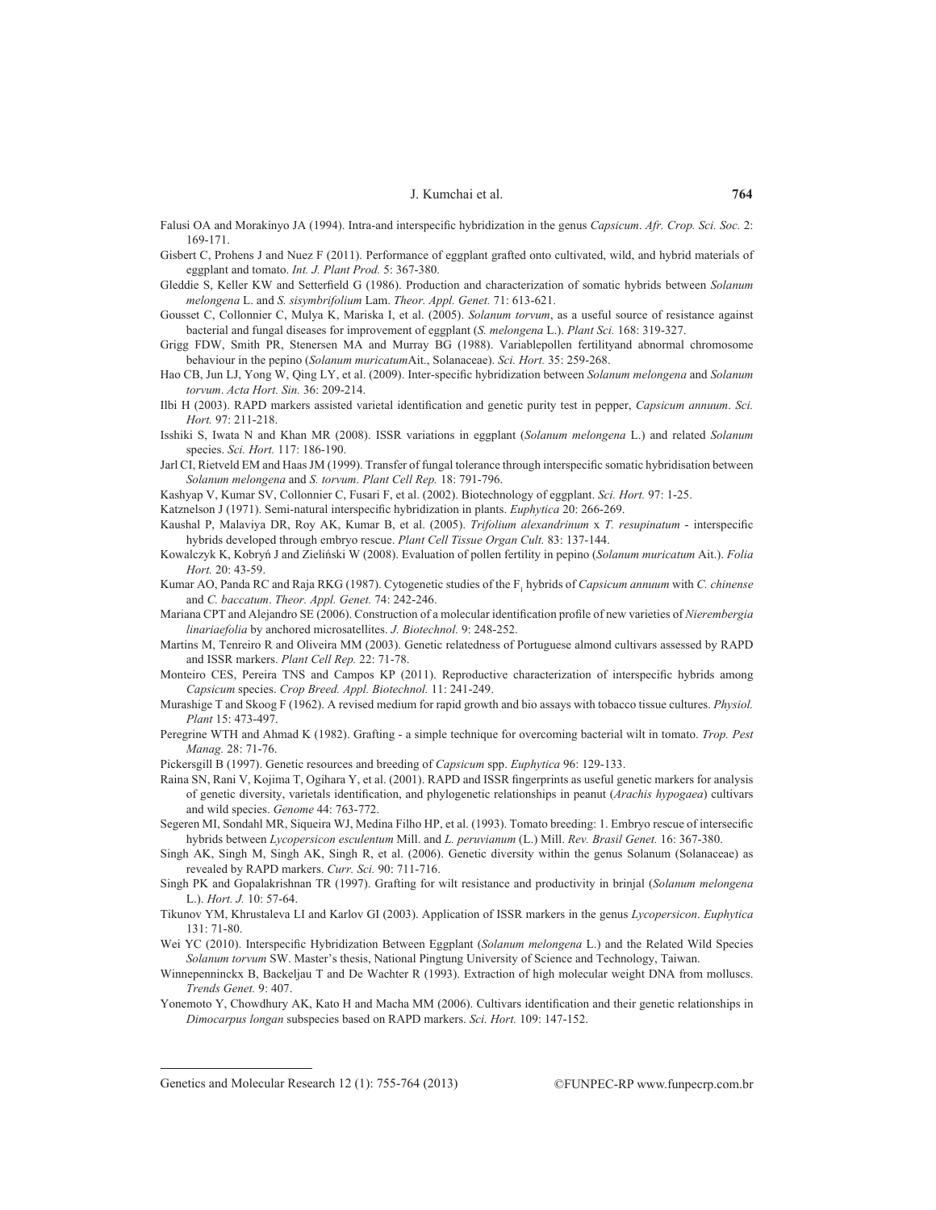Falusi OA and Morakinyo JA (1994). Intra-and interspecific hybridization in the genus *Capsicum*. *Afr. Crop. Sci. Soc.* 2: 169-171.

Gisbert C, Prohens J and Nuez F (2011). Performance of eggplant grafted onto cultivated, wild, and hybrid materials of eggplant and tomato. *Int. J. Plant Prod.* 5: 367-380.

Gleddie S, Keller KW and Setterfield G (1986). Production and characterization of somatic hybrids between *Solanum melongena* L. and *S. sisymbrifolium* Lam. *Theor. Appl. Genet.* 71: 613-621.

Gousset C, Collonnier C, Mulya K, Mariska I, et al. (2005). *Solanum torvum*, as a useful source of resistance against bacterial and fungal diseases for improvement of eggplant (*S. melongena* L.). *Plant Sci.* 168: 319-327.

Grigg FDW, Smith PR, Stenersen MA and Murray BG (1988). Variablepollen fertilityand abnormal chromosome behaviour in the pepino (*Solanum muricatum*Ait., Solanaceae). *Sci. Hort.* 35: 259-268.

Hao CB, Jun LJ, Yong W, Qing LY, et al. (2009). Inter-specific hybridization between *Solanum melongena* and *Solanum torvum*. *Acta Hort. Sin.* 36: 209-214.

Ilbi H (2003). RAPD markers assisted varietal identification and genetic purity test in pepper, *Capsicum annuum*. *Sci. Hort.* 97: 211-218.

Isshiki S, Iwata N and Khan MR (2008). ISSR variations in eggplant (*Solanum melongena* L.) and related *Solanum* species. *Sci. Hort.* 117: 186-190.

Jarl CI, Rietveld EM and Haas JM (1999). Transfer of fungal tolerance through interspecific somatic hybridisation between *Solanum melongena* and *S. torvum*. *Plant Cell Rep.* 18: 791-796.

Kashyap V, Kumar SV, Collonnier C, Fusari F, et al. (2002). Biotechnology of eggplant. *Sci. Hort.* 97: 1-25.

Katznelson J (1971). Semi-natural interspecific hybridization in plants. *Euphytica* 20: 266-269.

Kaushal P, Malaviya DR, Roy AK, Kumar B, et al. (2005). *Trifolium alexandrinum* x *T. resupinatum* - interspecific hybrids developed through embryo rescue. *Plant Cell Tissue Organ Cult.* 83: 137-144.

Kowalczyk K, Kobryń J and Zieliński W (2008). Evaluation of pollen fertility in pepino (*Solanum muricatum* Ait.). *Folia Hort.* 20: 43-59.

Kumar AO, Panda RC and Raja RKG (1987). Cytogenetic studies of the $F_1$ hybrids of *Capsicum annuum* with *C. chinense* and *C. baccatum*. *Theor. Appl. Genet.* 74: 242-246.

Mariana CPT and Alejandro SE (2006). Construction of a molecular identification profile of new varieties of *Nierembergia linariaefolia* by anchored microsatellites. *J. Biotechnol.* 9: 248-252.

Martins M, Tenreiro R and Oliveira MM (2003). Genetic relatedness of Portuguese almond cultivars assessed by RAPD and ISSR markers. *Plant Cell Rep.* 22: 71-78.

Monteiro CES, Pereira TNS and Campos KP (2011). Reproductive characterization of interspecific hybrids among *Capsicum* species. *Crop Breed. Appl. Biotechnol.* 11: 241-249.

Murashige T and Skoog F (1962). A revised medium for rapid growth and bio assays with tobacco tissue cultures. *Physiol. Plant* 15: 473-497.

Peregrine WTH and Ahmad K (1982). Grafting - a simple technique for overcoming bacterial wilt in tomato. *Trop. Pest Manag.* 28: 71-76.

Pickersgill B (1997). Genetic resources and breeding of *Capsicum* spp. *Euphytica* 96: 129-133.

Raina SN, Rani V, Kojima T, Ogihara Y, et al. (2001). RAPD and ISSR fingerprints as useful genetic markers for analysis of genetic diversity, varietals identification, and phylogenetic relationships in peanut (*Arachis hypogaea*) cultivars and wild species. *Genome* 44: 763-772.

Segeren MI, Sondahl MR, Siqueira WJ, Medina Filho HP, et al. (1993). Tomato breeding: 1. Embryo rescue of intersecific hybrids between *Lycopersicon esculentum* Mill. and *L. peruvianum* (L.) Mill. *Rev. Brasil Genet.* 16: 367-380.

Singh AK, Singh M, Singh AK, Singh R, et al. (2006). Genetic diversity within the genus Solanum (Solanaceae) as revealed by RAPD markers. *Curr. Sci.* 90: 711-716.

Singh PK and Gopalakrishnan TR (1997). Grafting for wilt resistance and productivity in brinjal (*Solanum melongena* L.). *Hort. J.* 10: 57-64.

Tikunov YM, Khrustaleva LI and Karlov GI (2003). Application of ISSR markers in the genus *Lycopersicon*. *Euphytica* 131: 71-80.

Wei YC (2010). Interspecific Hybridization Between Eggplant (*Solanum melongena* L.) and the Related Wild Species *Solanum torvum* SW. Master's thesis, National Pingtung University of Science and Technology, Taiwan.

Winnepenninckx B, Backeljau T and De Wachter R (1993). Extraction of high molecular weight DNA from molluscs. *Trends Genet.* 9: 407.

Yonemoto Y, Chowdhury AK, Kato H and Macha MM (2006). Cultivars identification and their genetic relationships in *Dimocarpus longan* subspecies based on RAPD markers. *Sci. Hort.* 109: 147-152.